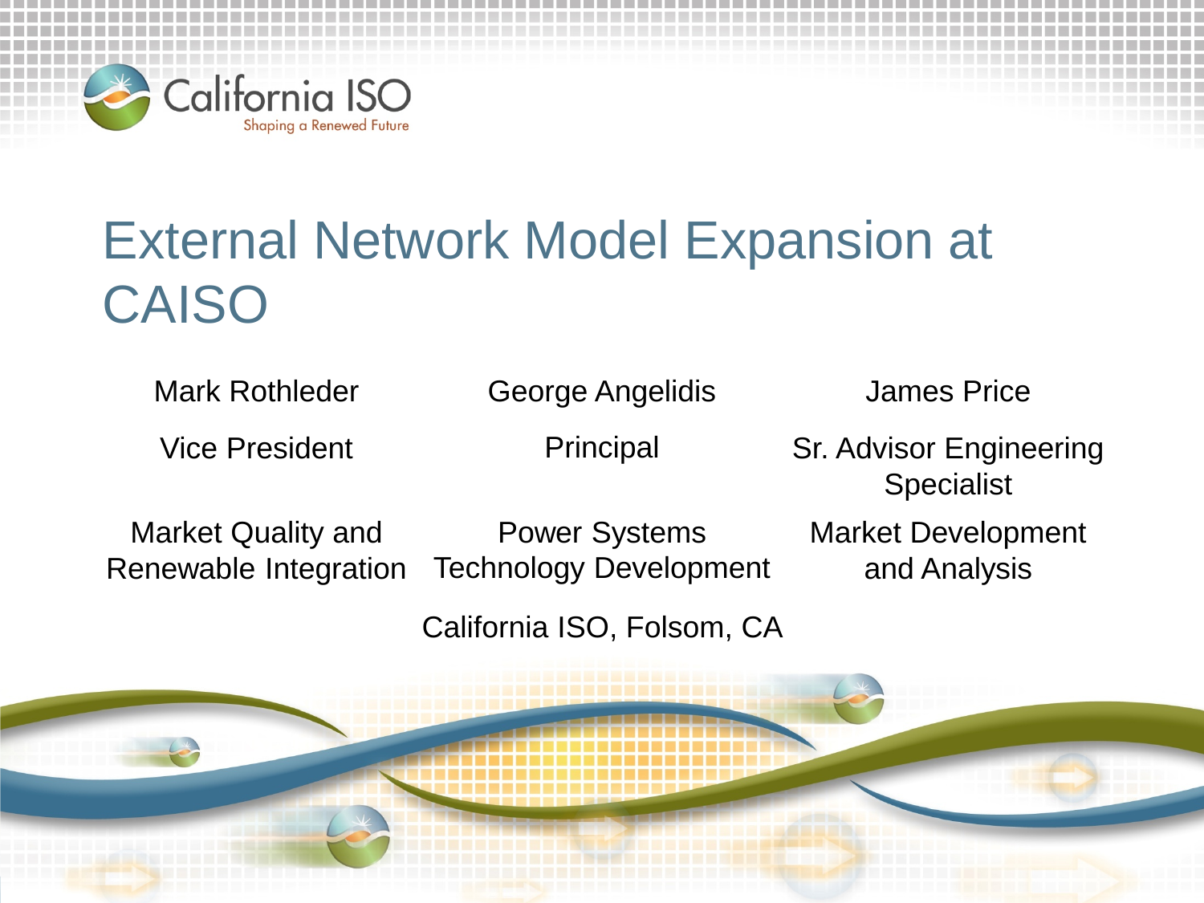California ISO

Shaping a Renewed Future

# External Network Model Expansion at CAISO

Mark Rothleder
Vice President
Market Quality and Renewable Integration

George Angelidis
Principal
Power Systems Technology Development

James Price
Sr. Advisor Engineering Specialist
Market Development and Analysis

California ISO, Folsom, CA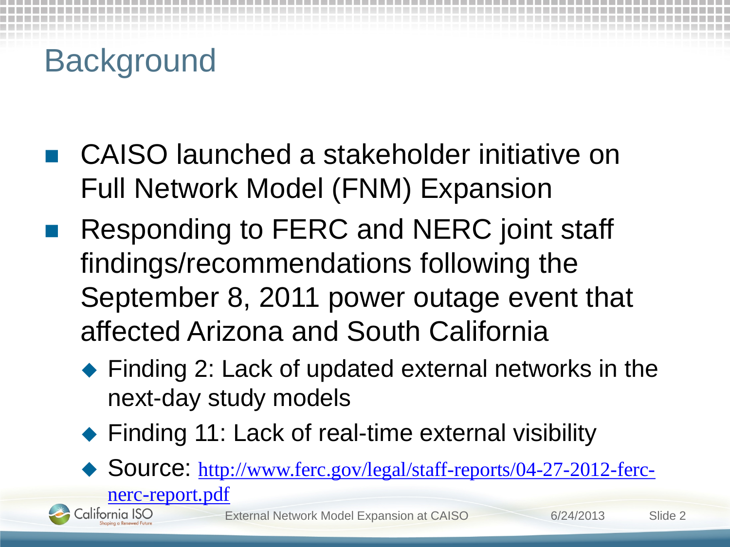# Background

- CAISO launched a stakeholder initiative on Full Network Model (FNM) Expansion
- Responding to FERC and NERC joint staff findings/recommendations following the September 8, 2011 power outage event that affected Arizona and South California
  - Finding 2: Lack of updated external networks in the next-day study models
  - Finding 11: Lack of real-time external visibility
  - Source: http://www.ferc.gov/legal/staff-reports/04-27-2012-ferc-nerc-report.pdf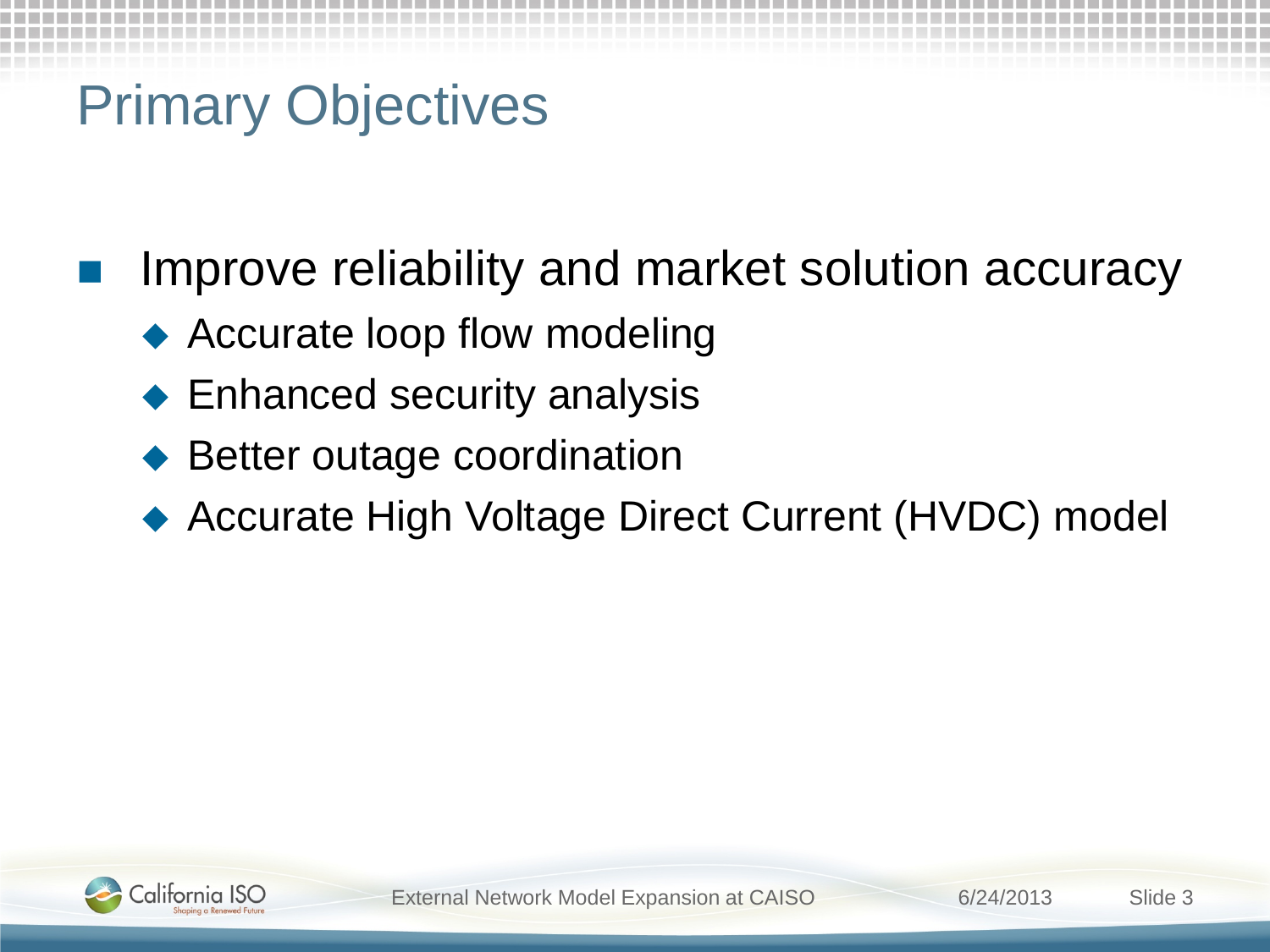# Primary Objectives

- Improve reliability and market solution accuracy
  - Accurate loop flow modeling
  - Enhanced security analysis
  - Better outage coordination
  - Accurate High Voltage Direct Current (HVDC) model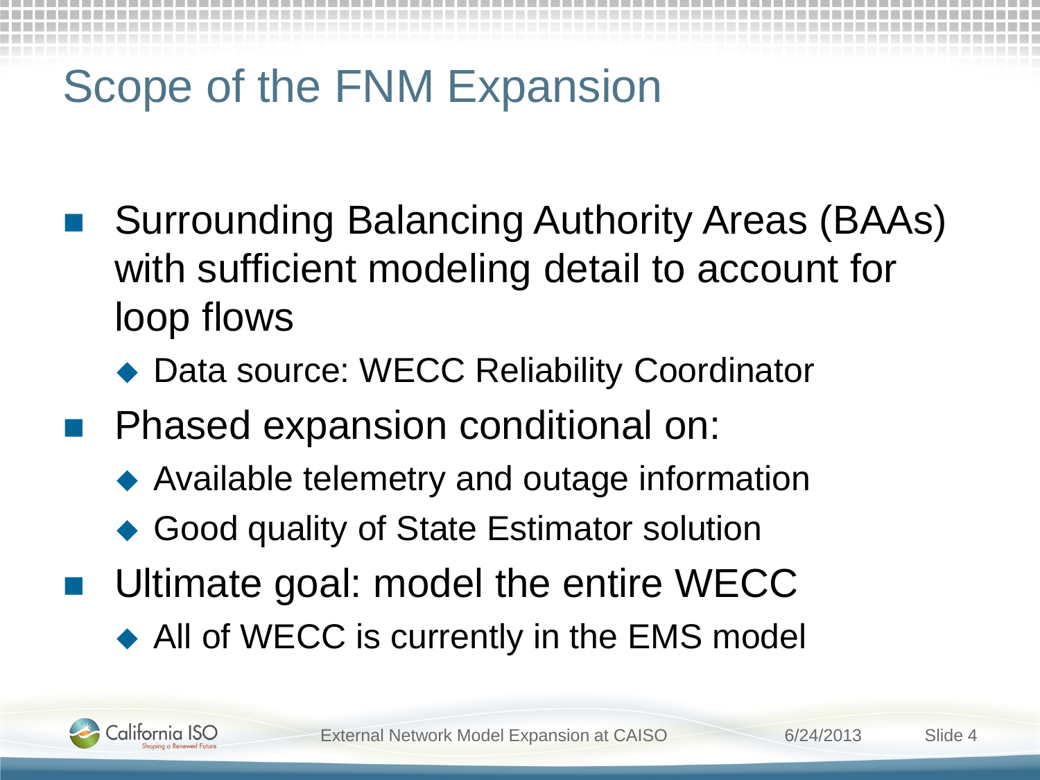# Scope of the FNM Expansion

- Surrounding Balancing Authority Areas (BAAs) with sufficient modeling detail to account for loop flows
  - Data source: WECC Reliability Coordinator
- Phased expansion conditional on:
  - Available telemetry and outage information
  - Good quality of State Estimator solution
- Ultimate goal: model the entire WECC
  - All of WECC is currently in the EMS model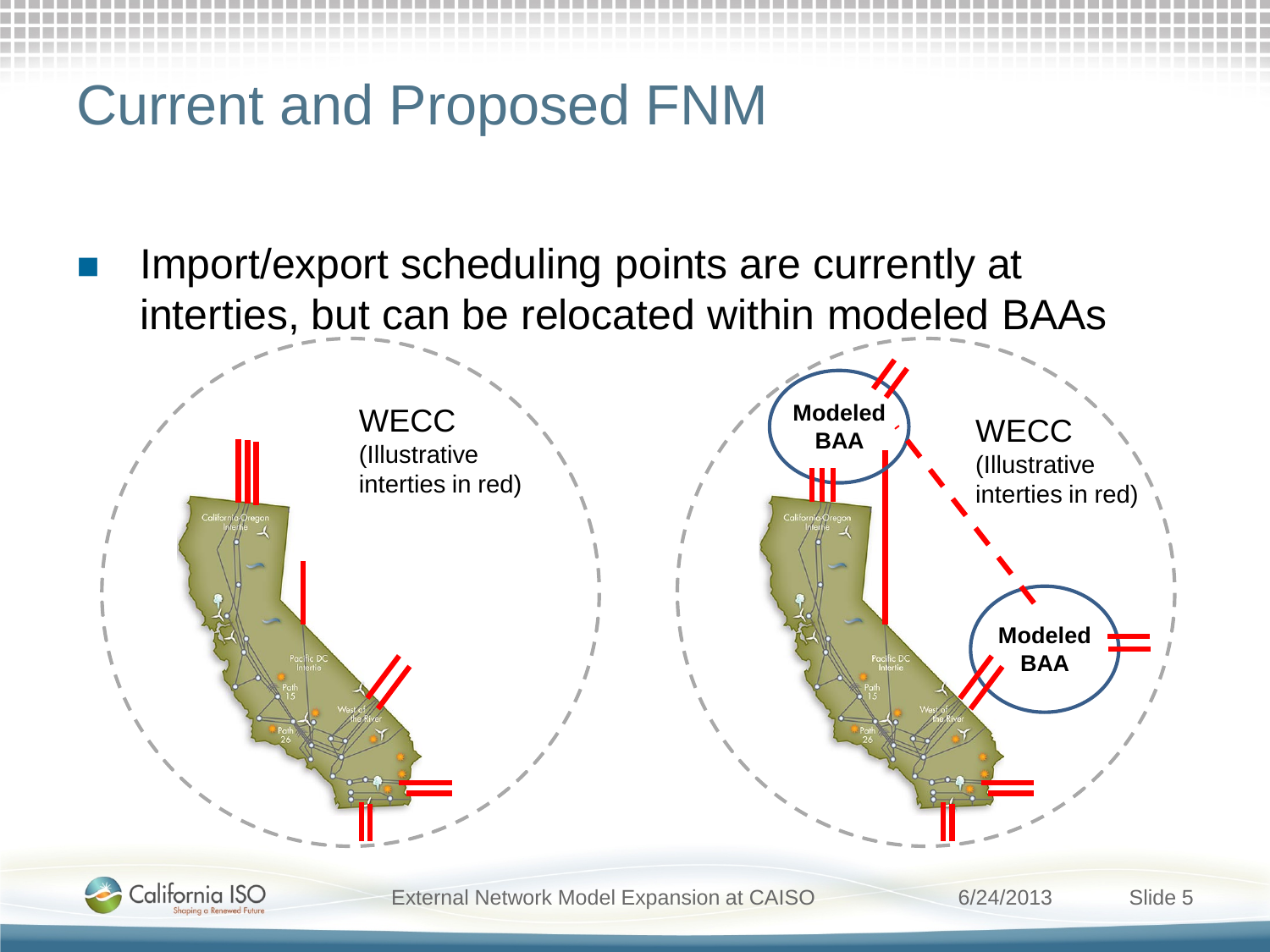# Current and Proposed FNM

- Import/export scheduling points are currently at interties, but can be relocated within modeled BAAs

WECC
(Illustrative interties in red)

Modeled BAA

WECC
(Illustrative interties in red)

Modeled BAA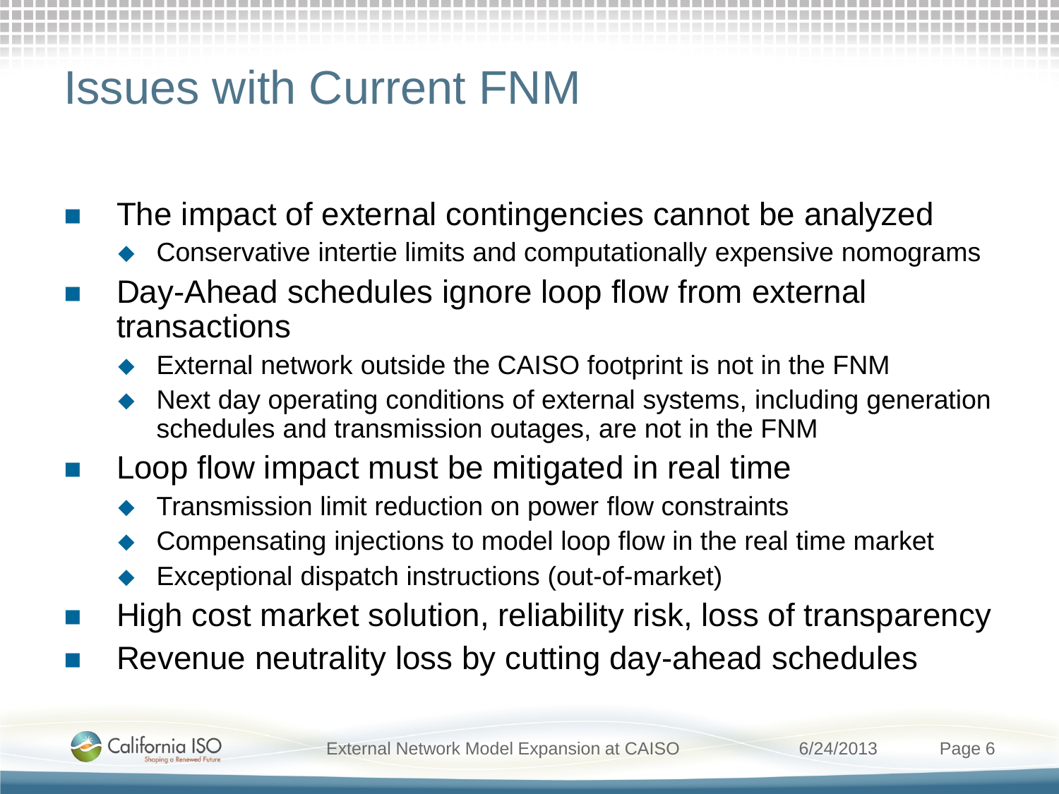# Issues with Current FNM

- The impact of external contingencies cannot be analyzed
  - Conservative intertie limits and computationally expensive nomograms
- Day-Ahead schedules ignore loop flow from external transactions
  - External network outside the CAISO footprint is not in the FNM
  - Next day operating conditions of external systems, including generation schedules and transmission outages, are not in the FNM
- Loop flow impact must be mitigated in real time
  - Transmission limit reduction on power flow constraints
  - Compensating injections to model loop flow in the real time market
  - Exceptional dispatch instructions (out-of-market)
- High cost market solution, reliability risk, loss of transparency
- Revenue neutrality loss by cutting day-ahead schedules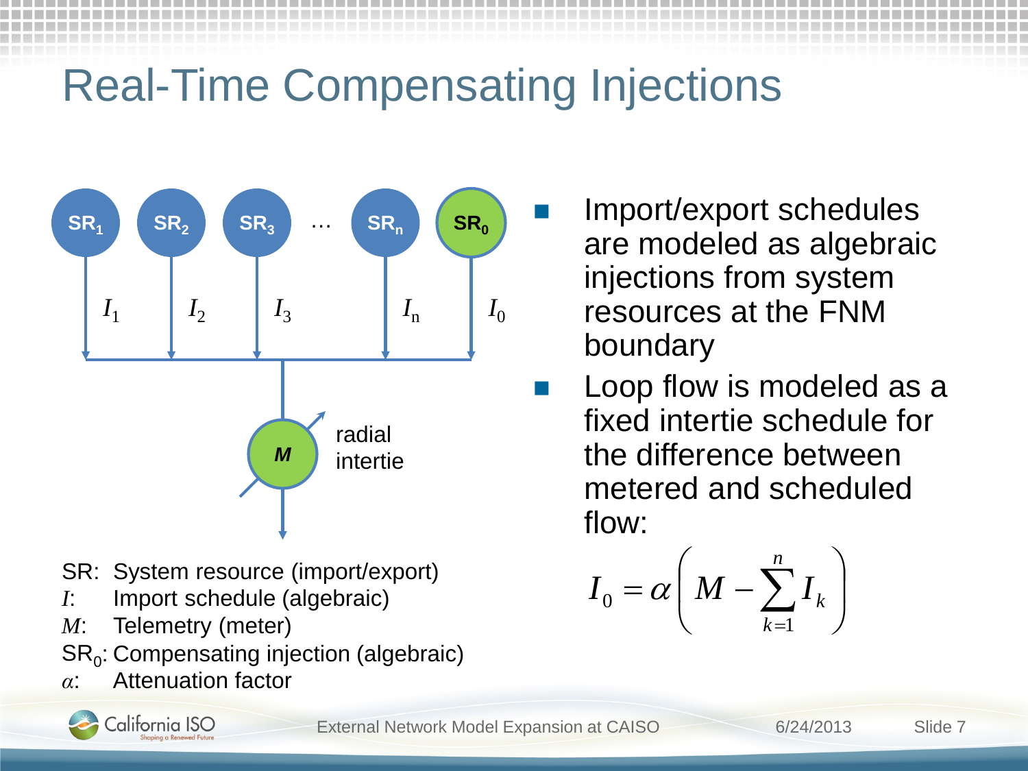# Real-Time Compensating Injections

SR: System resource (import/export)
$I$: Import schedule (algebraic)
$M$: Telemetry (meter)
$SR_0$: Compensating injection (algebraic)
$\alpha$: Attenuation factor

- Import/export schedules are modeled as algebraic injections from system resources at the FNM boundary
- Loop flow is modeled as a fixed intertie schedule for the difference between metered and scheduled flow:

$$I_0 = \alpha\left(M - \sum_{k=1}^{n} I_k\right)$$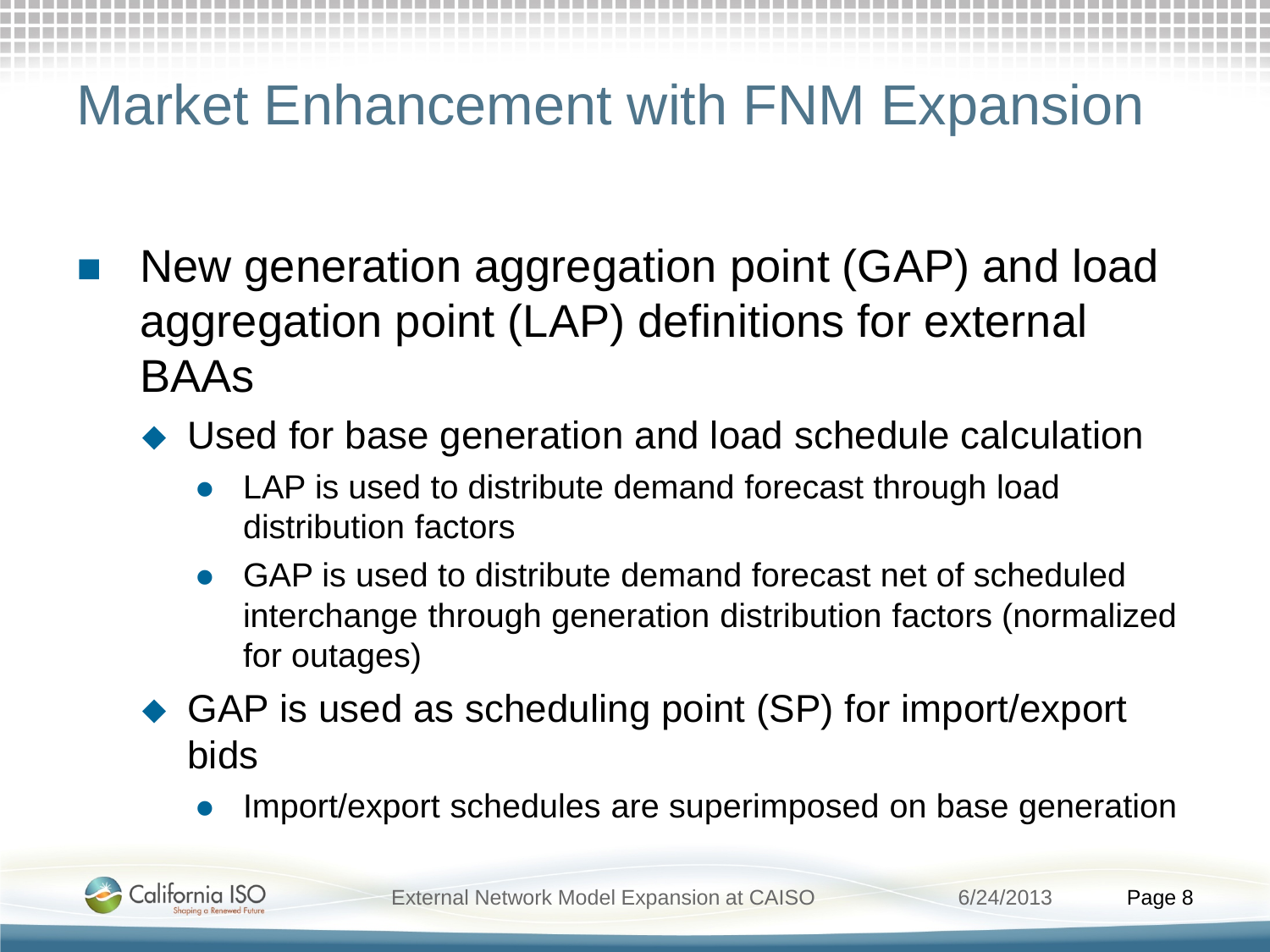# Market Enhancement with FNM Expansion

- New generation aggregation point (GAP) and load aggregation point (LAP) definitions for external BAAs
  - Used for base generation and load schedule calculation
    - LAP is used to distribute demand forecast through load distribution factors
    - GAP is used to distribute demand forecast net of scheduled interchange through generation distribution factors (normalized for outages)
  - GAP is used as scheduling point (SP) for import/export bids
    - Import/export schedules are superimposed on base generation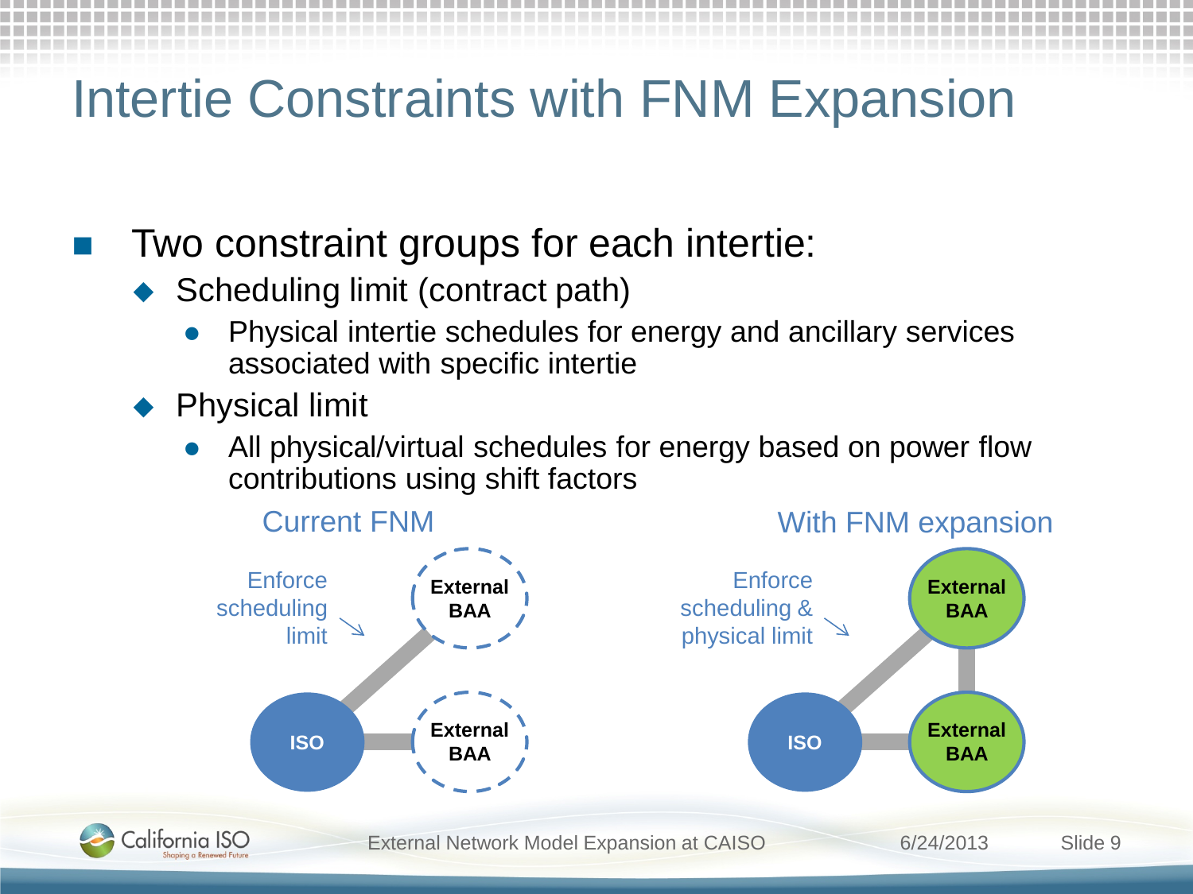# Intertie Constraints with FNM Expansion

- Two constraint groups for each intertie:
  - Scheduling limit (contract path)
    - Physical intertie schedules for energy and ancillary services associated with specific intertie
  - Physical limit
    - All physical/virtual schedules for energy based on power flow contributions using shift factors

**Current FNM**

Enforce scheduling limit

ISO — External BAA

ISO — External BAA

**With FNM expansion**

Enforce scheduling & physical limit

ISO — External BAA

ISO — External BAA

External BAA — External BAA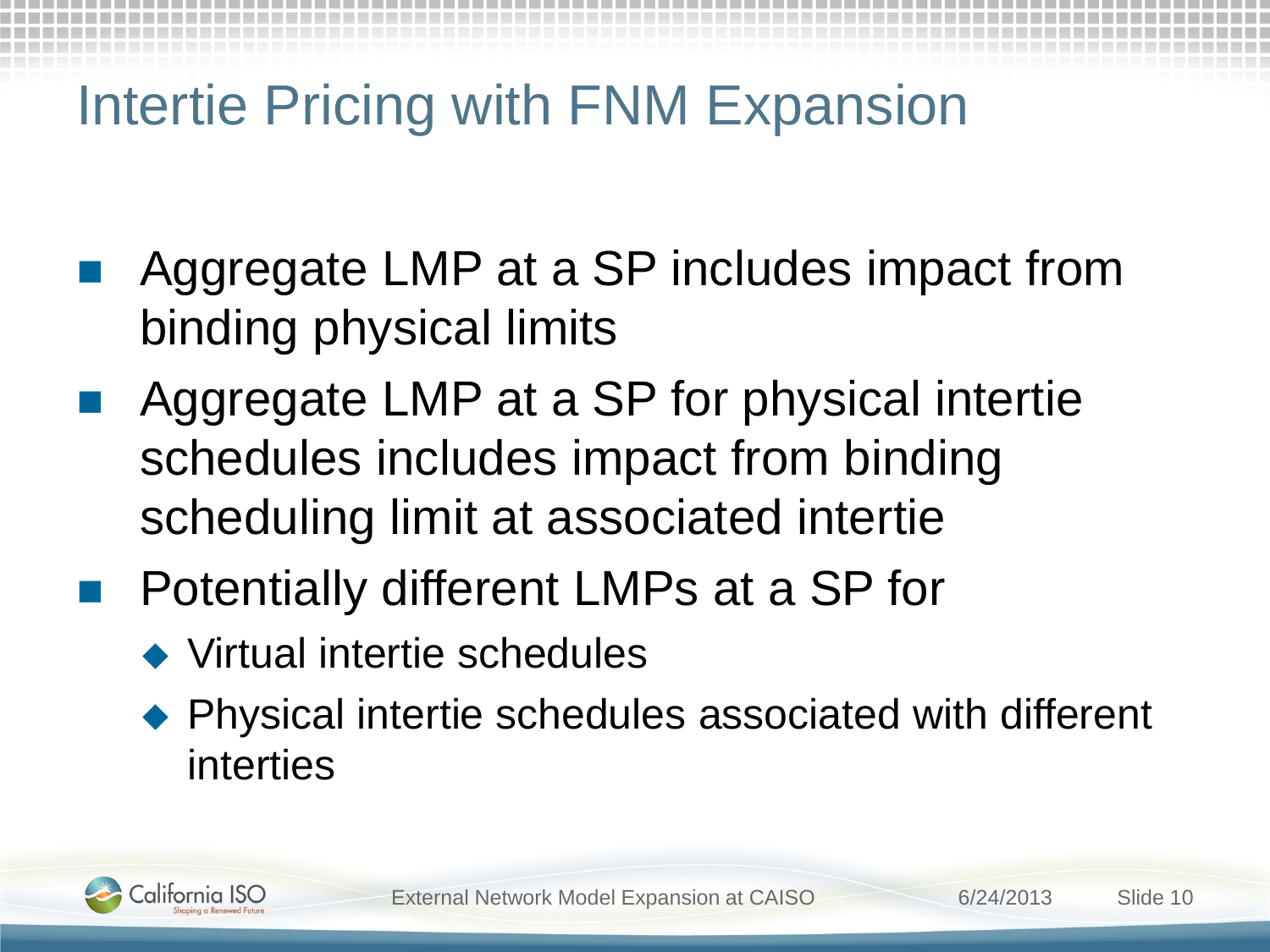# Intertie Pricing with FNM Expansion

- Aggregate LMP at a SP includes impact from binding physical limits
- Aggregate LMP at a SP for physical intertie schedules includes impact from binding scheduling limit at associated intertie
- Potentially different LMPs at a SP for
  - Virtual intertie schedules
  - Physical intertie schedules associated with different interties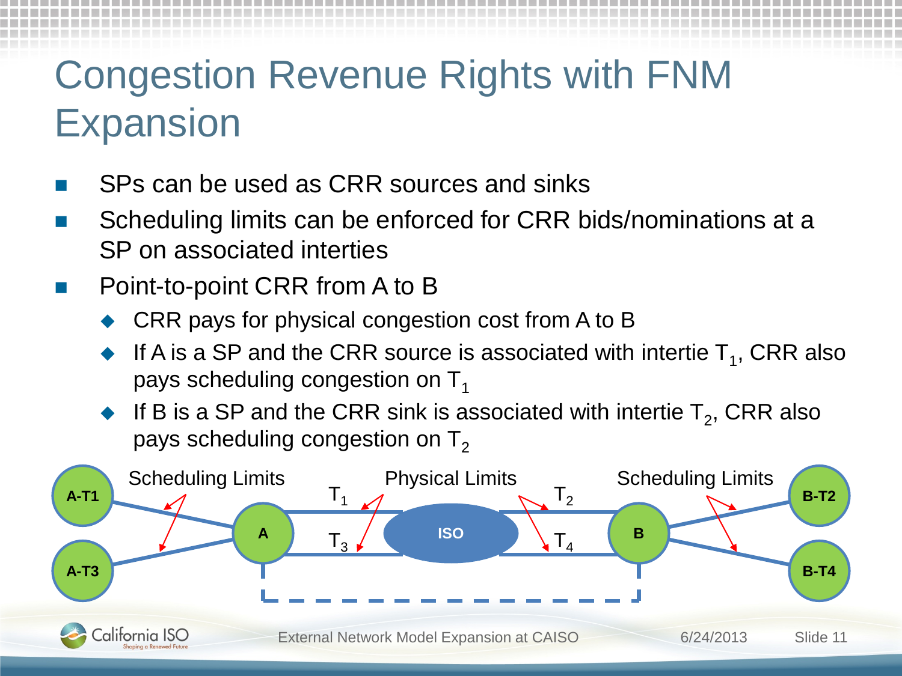# Congestion Revenue Rights with FNM Expansion

- SPs can be used as CRR sources and sinks
- Scheduling limits can be enforced for CRR bids/nominations at a SP on associated interties
- Point-to-point CRR from A to B
  - CRR pays for physical congestion cost from A to B
  - If A is a SP and the CRR source is associated with intertie $T_1$, CRR also pays scheduling congestion on $T_1$
  - If B is a SP and the CRR sink is associated with intertie $T_2$, CRR also pays scheduling congestion on $T_2$

Scheduling Limits — Physical Limits — Scheduling Limits

A-T1, A-T3, A, $T_1$, $T_3$, ISO, $T_2$, $T_4$, B, B-T2, B-T4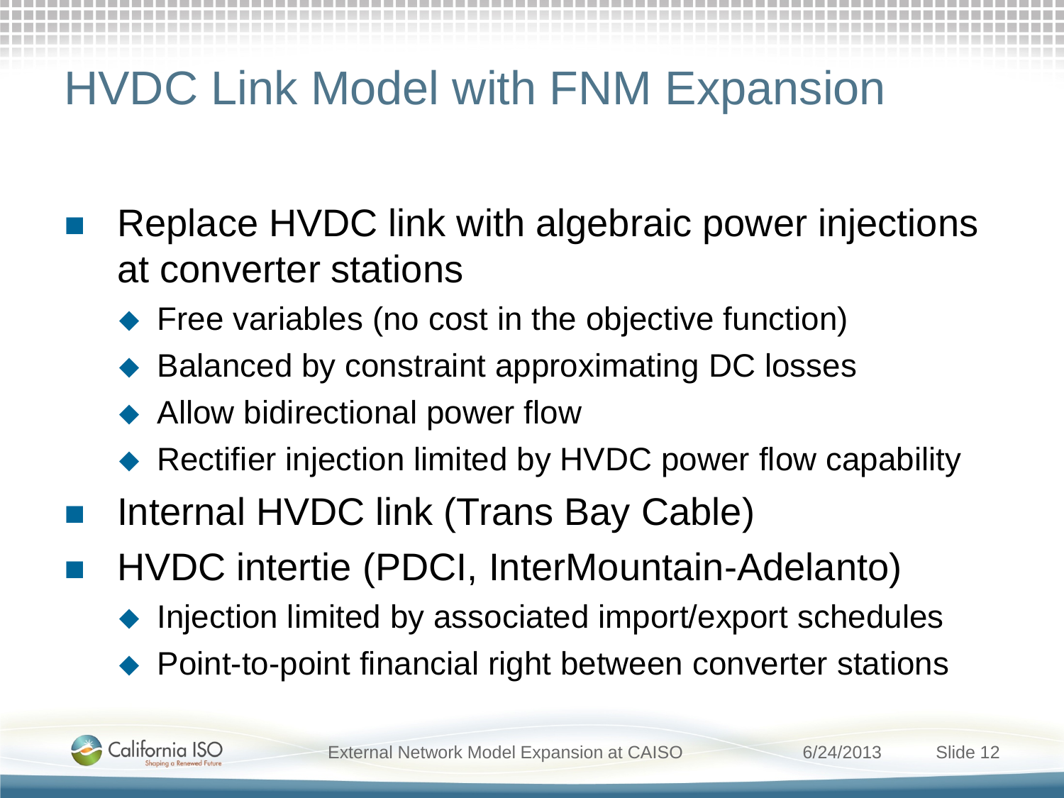# HVDC Link Model with FNM Expansion

- Replace HVDC link with algebraic power injections at converter stations
  - Free variables (no cost in the objective function)
  - Balanced by constraint approximating DC losses
  - Allow bidirectional power flow
  - Rectifier injection limited by HVDC power flow capability
- Internal HVDC link (Trans Bay Cable)
- HVDC intertie (PDCI, InterMountain-Adelanto)
  - Injection limited by associated import/export schedules
  - Point-to-point financial right between converter stations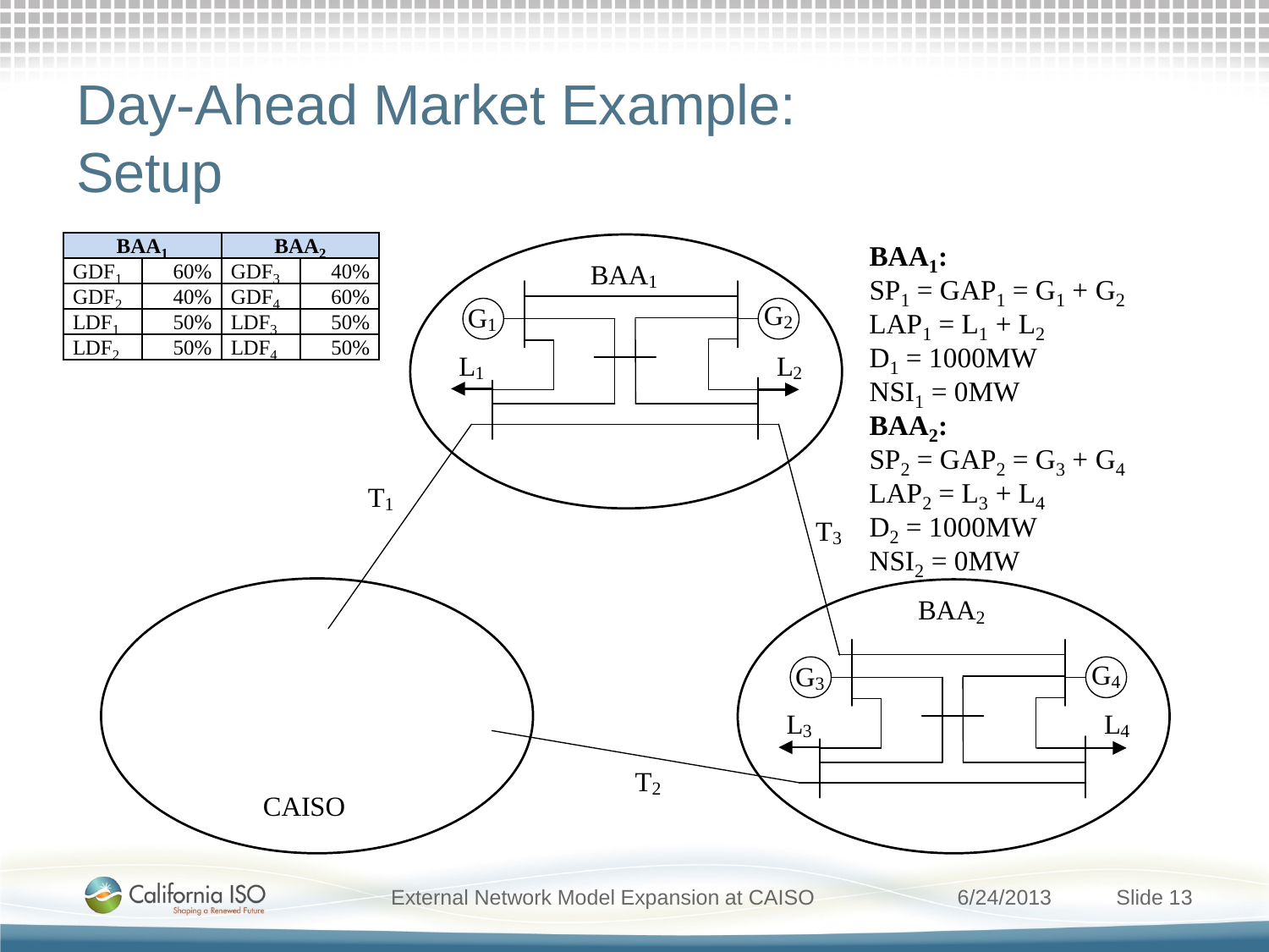# Day-Ahead Market Example: Setup

| BAA$_1$ | | BAA$_2$ | |
|---|---|---|---|
| GDF$_1$ | 60% | GDF$_3$ | 40% |
| GDF$_2$ | 40% | GDF$_4$ | 60% |
| LDF$_1$ | 50% | LDF$_3$ | 50% |
| LDF$_2$ | 50% | LDF$_4$ | 50% |

BAA$_1$

$G_1$ $G_2$ $L_1$ $L_2$

$T_1$ $T_3$ $T_2$

BAA$_2$

$G_3$ $G_4$ $L_3$ $L_4$

CAISO

**BAA$_1$:**

$SP_1 = GAP_1 = G_1 + G_2$

$LAP_1 = L_1 + L_2$

$D_1 = 1000MW$

$NSI_1 = 0MW$

**BAA$_2$:**

$SP_2 = GAP_2 = G_3 + G_4$

$LAP_2 = L_3 + L_4$

$D_2 = 1000MW$

$NSI_2 = 0MW$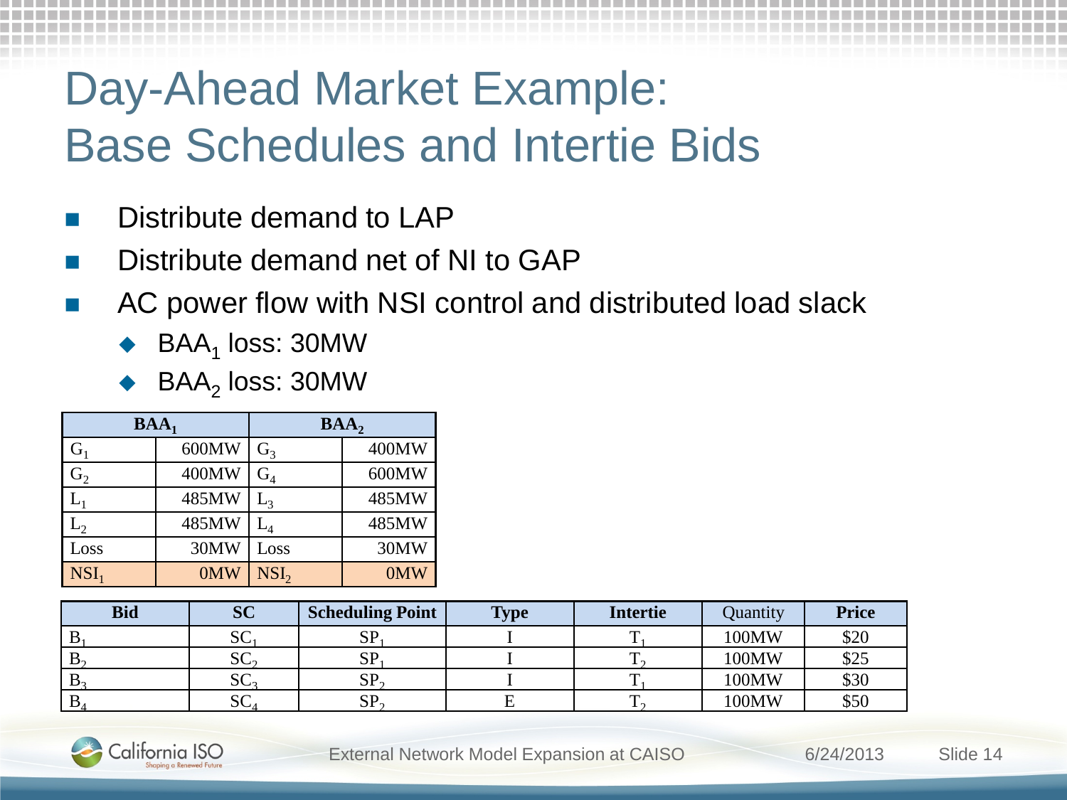# Day-Ahead Market Example: Base Schedules and Intertie Bids

- Distribute demand to LAP
- Distribute demand net of NI to GAP
- AC power flow with NSI control and distributed load slack
  - $BAA_1$ loss: 30MW
  - $BAA_2$ loss: 30MW

| $BAA_1$ | | $BAA_2$ | |
|---|---|---|---|
| $G_1$ | 600MW | $G_3$ | 400MW |
| $G_2$ | 400MW | $G_4$ | 600MW |
| $L_1$ | 485MW | $L_3$ | 485MW |
| $L_2$ | 485MW | $L_4$ | 485MW |
| Loss | 30MW | Loss | 30MW |
| $NSI_1$ | 0MW | $NSI_2$ | 0MW |

| Bid | SC | Scheduling Point | Type | Intertie | Quantity | Price |
|---|---|---|---|---|---|---|
| $B_1$ | $SC_1$ | $SP_1$ | I | $T_1$ | 100MW | $20 |
| $B_2$ | $SC_2$ | $SP_1$ | I | $T_2$ | 100MW | $25 |
| $B_3$ | $SC_3$ | $SP_2$ | I | $T_1$ | 100MW | $30 |
| $B_4$ | $SC_4$ | $SP_2$ | E | $T_2$ | 100MW | $50 |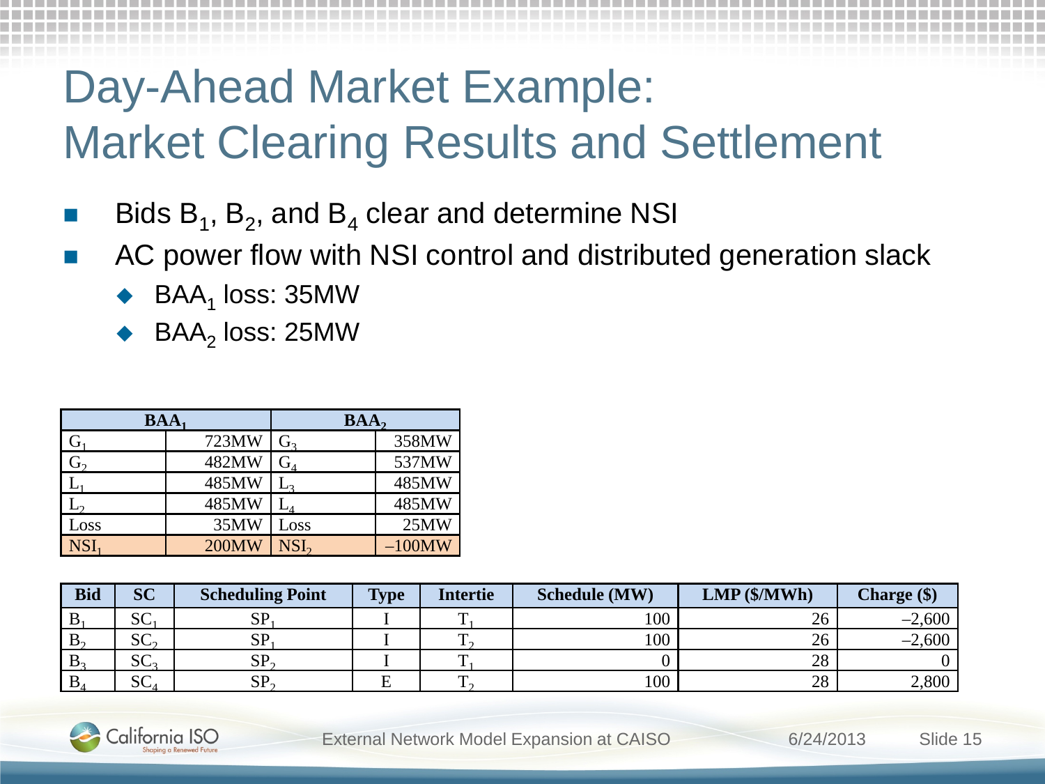# Day-Ahead Market Example: Market Clearing Results and Settlement

- Bids $B_1$, $B_2$, and $B_4$ clear and determine NSI
- AC power flow with NSI control and distributed generation slack
  - $BAA_1$ loss: 35MW
  - $BAA_2$ loss: 25MW

| $BAA_1$ | | $BAA_2$ | |
|---|---|---|---|
| $G_1$ | 723MW | $G_3$ | 358MW |
| $G_2$ | 482MW | $G_4$ | 537MW |
| $L_1$ | 485MW | $L_3$ | 485MW |
| $L_2$ | 485MW | $L_4$ | 485MW |
| Loss | 35MW | Loss | 25MW |
| $NSI_1$ | 200MW | $NSI_2$ | –100MW |

| Bid | SC | Scheduling Point | Type | Intertie | Schedule (MW) | LMP ($/MWh) | Charge ($) |
|---|---|---|---|---|---|---|---|
| $B_1$ | $SC_1$ | $SP_1$ | I | $T_1$ | 100 | 26 | –2,600 |
| $B_2$ | $SC_2$ | $SP_1$ | I | $T_2$ | 100 | 26 | –2,600 |
| $B_3$ | $SC_3$ | $SP_2$ | I | $T_1$ | 0 | 28 | 0 |
| $B_4$ | $SC_4$ | $SP_2$ | E | $T_2$ | 100 | 28 | 2,800 |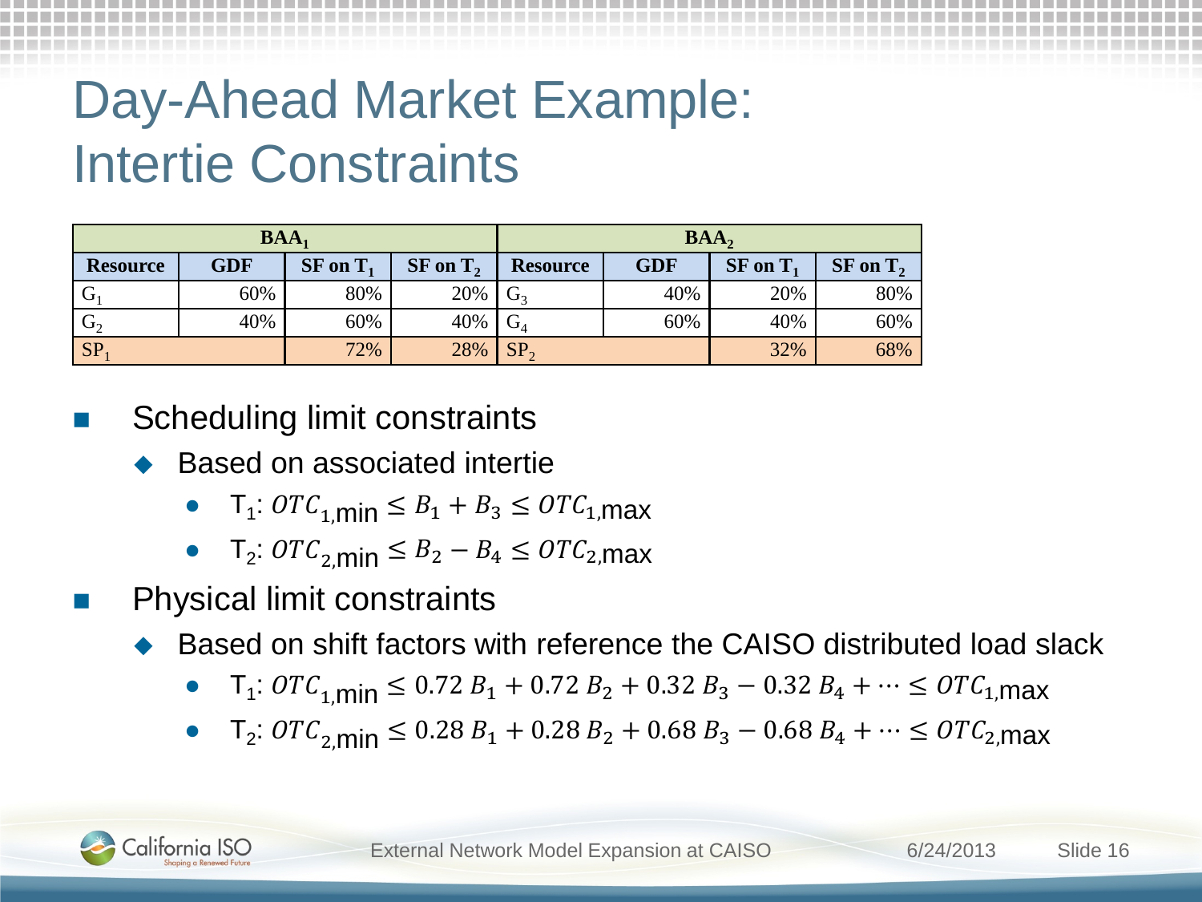# Day-Ahead Market Example: Intertie Constraints

| $BAA_1$ | | | | $BAA_2$ | | | |
|---|---|---|---|---|---|---|---|
| Resource | GDF | SF on $T_1$ | SF on $T_2$ | Resource | GDF | SF on $T_1$ | SF on $T_2$ |
| $G_1$ | 60% | 80% | 20% | $G_3$ | 40% | 20% | 80% |
| $G_2$ | 40% | 60% | 40% | $G_4$ | 60% | 40% | 60% |
| $SP_1$ | | 72% | 28% | $SP_2$ | | 32% | 68% |

- Scheduling limit constraints
  - Based on associated intertie
    - $T_1$: $OTC_{1,\min} \leq B_1 + B_3 \leq OTC_{1,\max}$
    - $T_2$: $OTC_{2,\min} \leq B_2 - B_4 \leq OTC_{2,\max}$
- Physical limit constraints
  - Based on shift factors with reference the CAISO distributed load slack
    - $T_1$: $OTC_{1,\min} \leq 0.72\,B_1 + 0.72\,B_2 + 0.32\,B_3 - 0.32\,B_4 + \cdots \leq OTC_{1,\max}$
    - $T_2$: $OTC_{2,\min} \leq 0.28\,B_1 + 0.28\,B_2 + 0.68\,B_3 - 0.68\,B_4 + \cdots \leq OTC_{2,\max}$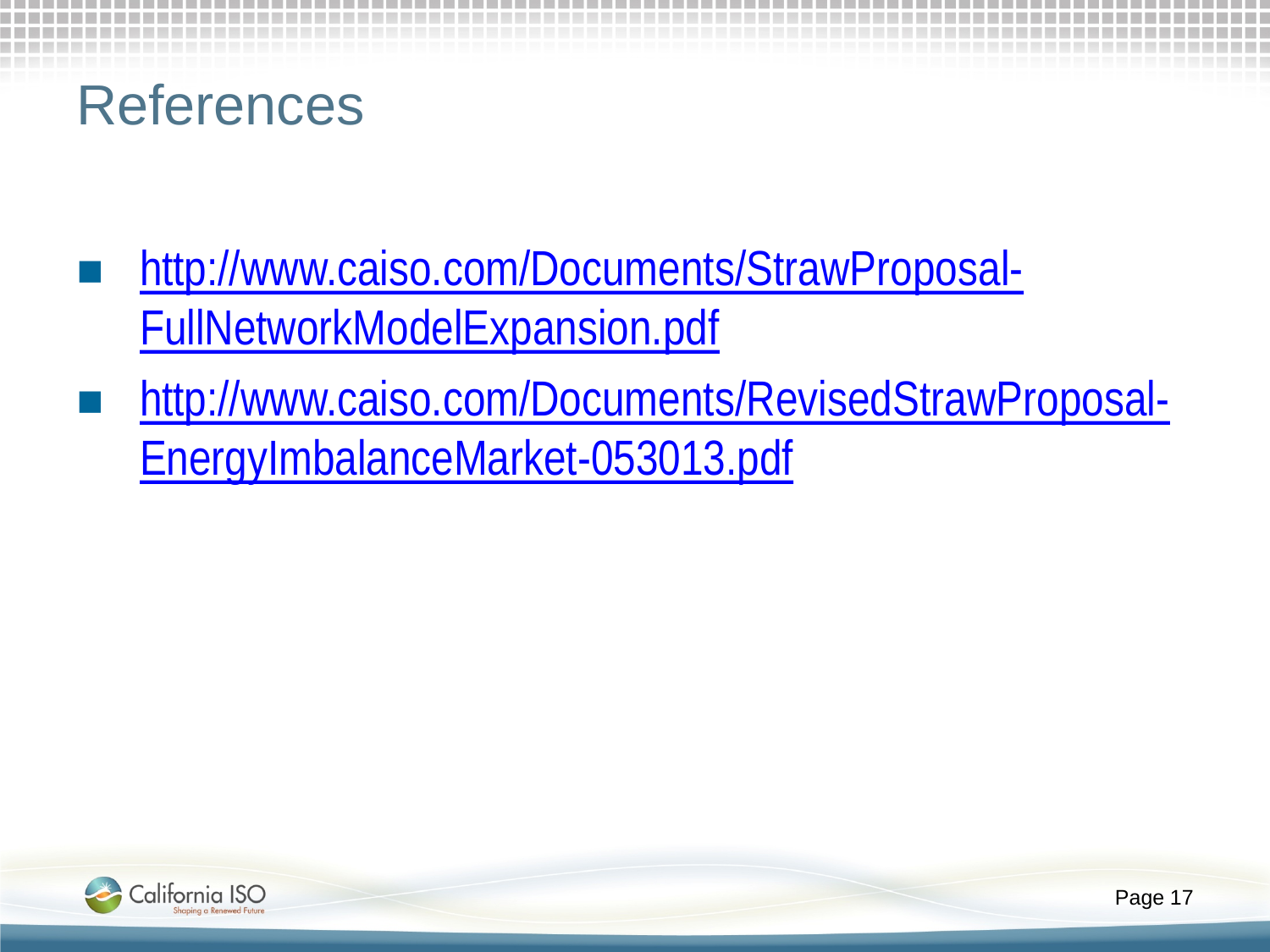# References

- http://www.caiso.com/Documents/StrawProposal-FullNetworkModelExpansion.pdf
- http://www.caiso.com/Documents/RevisedStrawProposal-EnergyImbalanceMarket-053013.pdf